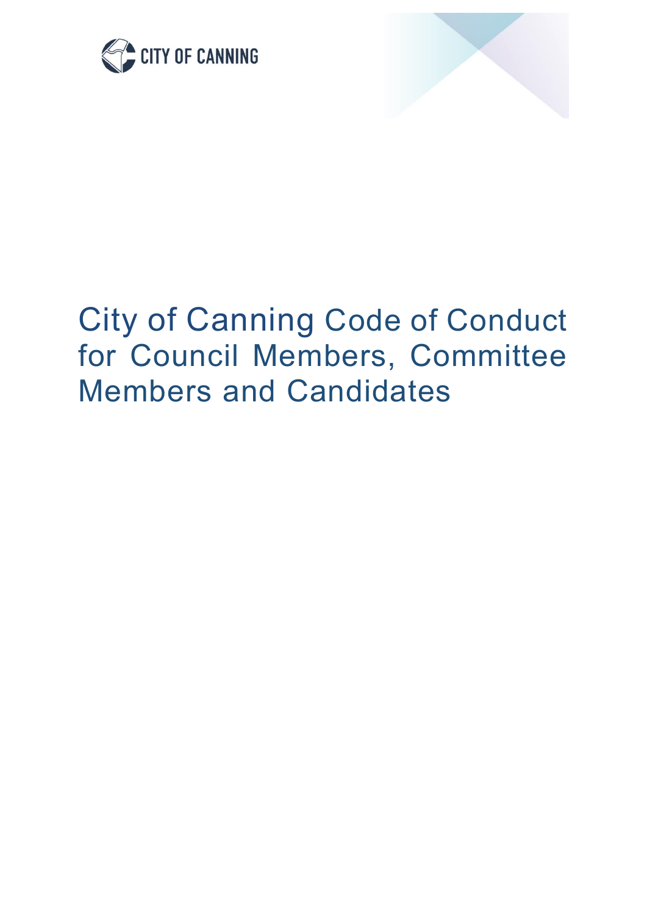CITY OF CANNING

# City of Canning Code of Conduct for Council Members, Committee Members and Candidates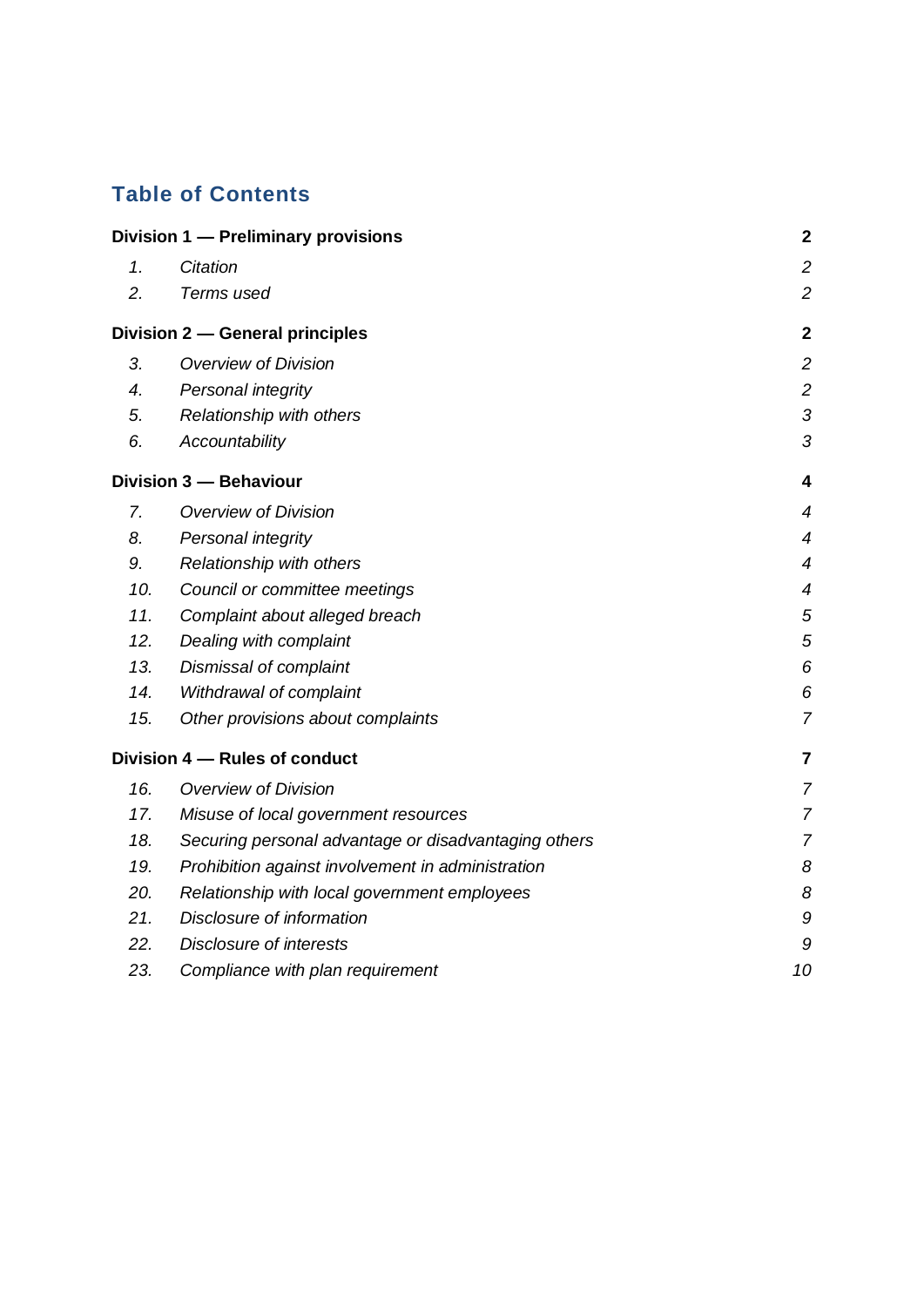## Table of Contents

| | | |
|---|---|---|
| **Division 1 — Preliminary provisions** | | **2** |
| *1.* | *Citation* | *2* |
| *2.* | *Terms used* | *2* |
| **Division 2 — General principles** | | **2** |
| *3.* | *Overview of Division* | *2* |
| *4.* | *Personal integrity* | *2* |
| *5.* | *Relationship with others* | *3* |
| *6.* | *Accountability* | *3* |
| **Division 3 — Behaviour** | | **4** |
| *7.* | *Overview of Division* | *4* |
| *8.* | *Personal integrity* | *4* |
| *9.* | *Relationship with others* | *4* |
| *10.* | *Council or committee meetings* | *4* |
| *11.* | *Complaint about alleged breach* | *5* |
| *12.* | *Dealing with complaint* | *5* |
| *13.* | *Dismissal of complaint* | *6* |
| *14.* | *Withdrawal of complaint* | *6* |
| *15.* | *Other provisions about complaints* | *7* |
| **Division 4 — Rules of conduct** | | **7** |
| *16.* | *Overview of Division* | *7* |
| *17.* | *Misuse of local government resources* | *7* |
| *18.* | *Securing personal advantage or disadvantaging others* | *7* |
| *19.* | *Prohibition against involvement in administration* | *8* |
| *20.* | *Relationship with local government employees* | *8* |
| *21.* | *Disclosure of information* | *9* |
| *22.* | *Disclosure of interests* | *9* |
| *23.* | *Compliance with plan requirement* | *10* |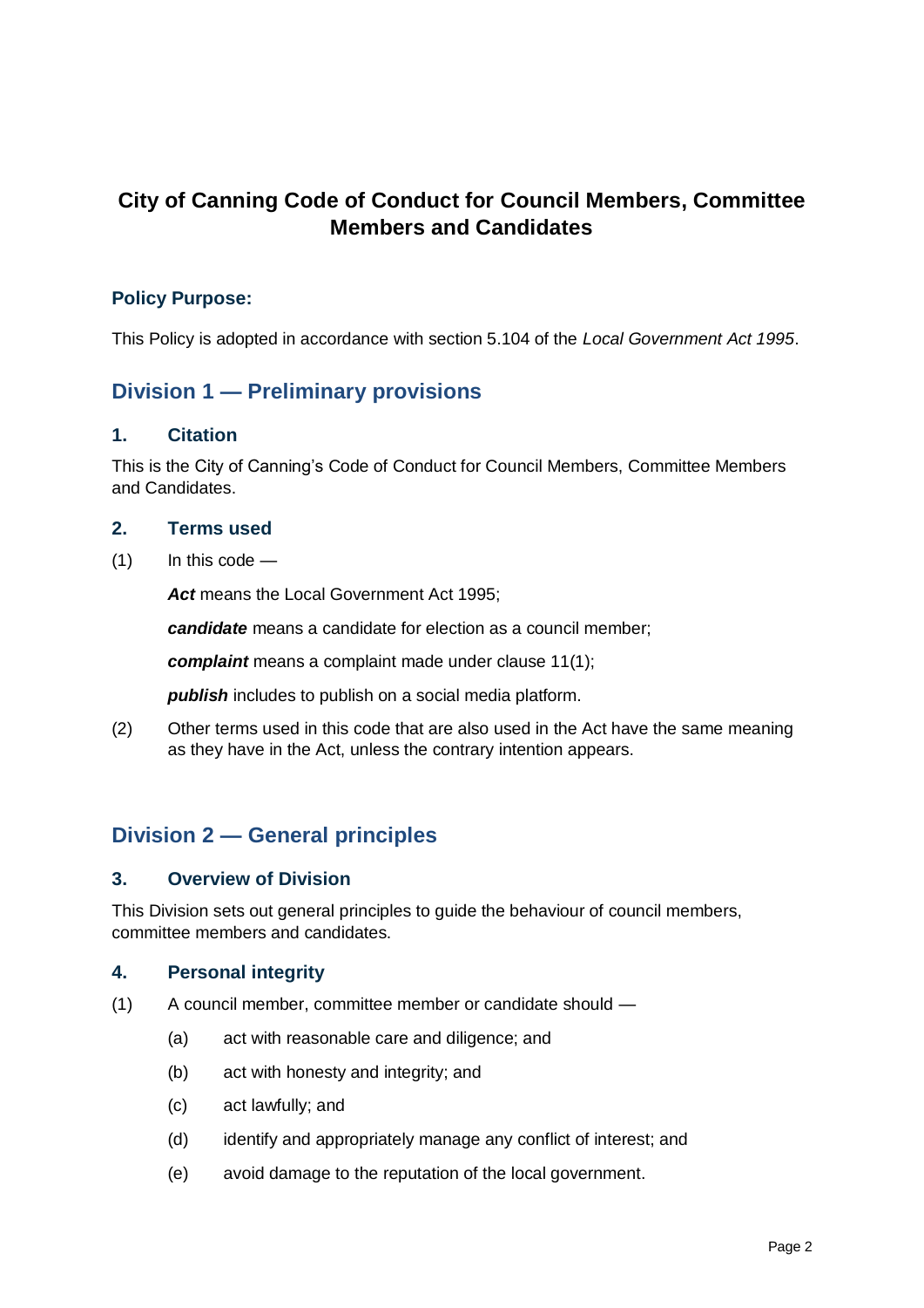# City of Canning Code of Conduct for Council Members, Committee Members and Candidates

### Policy Purpose:

This Policy is adopted in accordance with section 5.104 of the *Local Government Act 1995*.

## Division 1 — Preliminary provisions

### 1. Citation

This is the City of Canning's Code of Conduct for Council Members, Committee Members and Candidates.

### 2. Terms used

(1) In this code —

***Act*** means the Local Government Act 1995;

***candidate*** means a candidate for election as a council member;

***complaint*** means a complaint made under clause 11(1);

***publish*** includes to publish on a social media platform.

(2) Other terms used in this code that are also used in the Act have the same meaning as they have in the Act, unless the contrary intention appears.

## Division 2 — General principles

### 3. Overview of Division

This Division sets out general principles to guide the behaviour of council members, committee members and candidates.

### 4. Personal integrity

(1) A council member, committee member or candidate should —

- (a) act with reasonable care and diligence; and
- (b) act with honesty and integrity; and
- (c) act lawfully; and
- (d) identify and appropriately manage any conflict of interest; and
- (e) avoid damage to the reputation of the local government.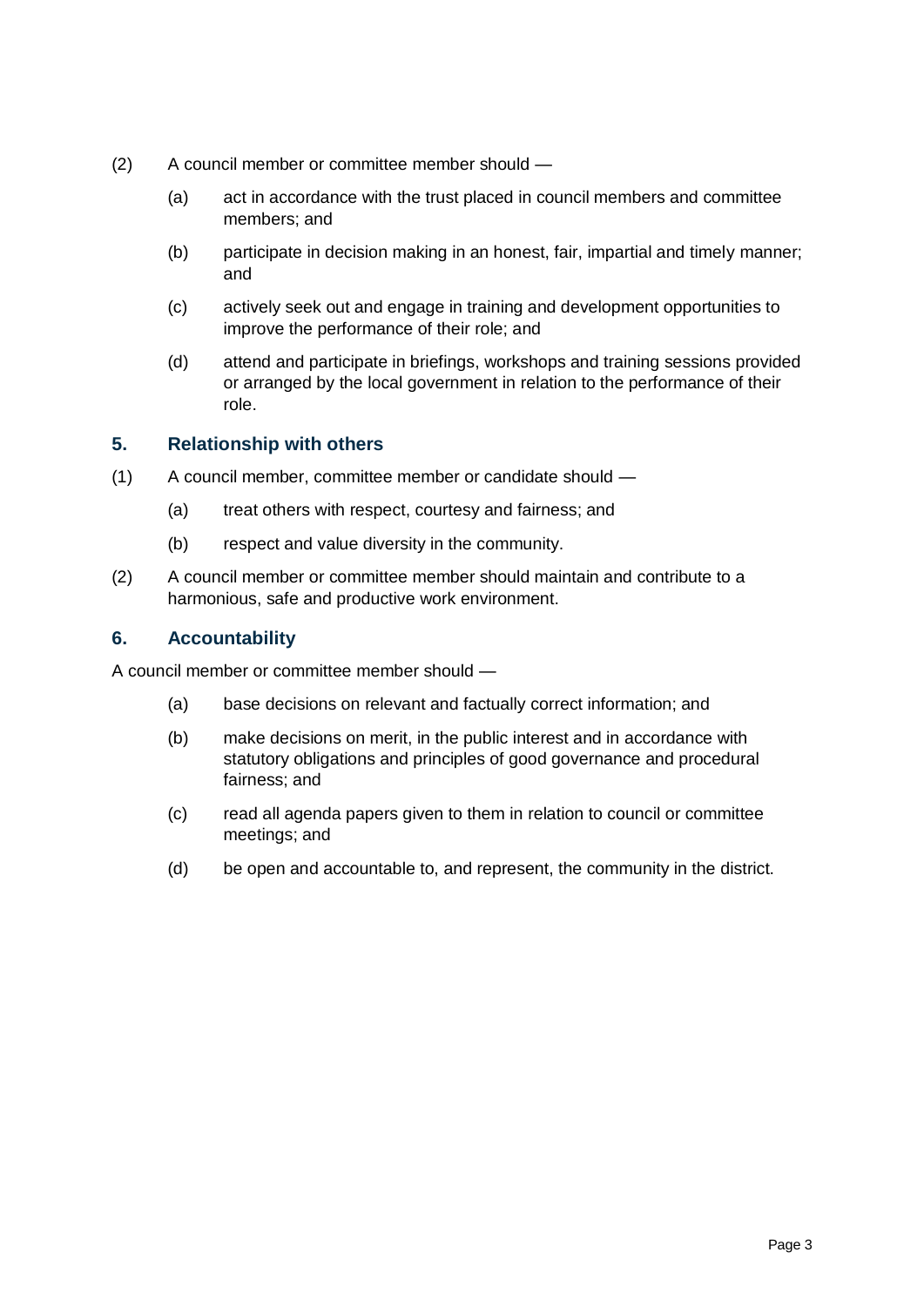(2) A council member or committee member should —

(a) act in accordance with the trust placed in council members and committee members; and

(b) participate in decision making in an honest, fair, impartial and timely manner; and

(c) actively seek out and engage in training and development opportunities to improve the performance of their role; and

(d) attend and participate in briefings, workshops and training sessions provided or arranged by the local government in relation to the performance of their role.

### 5. Relationship with others

(1) A council member, committee member or candidate should —

(a) treat others with respect, courtesy and fairness; and

(b) respect and value diversity in the community.

(2) A council member or committee member should maintain and contribute to a harmonious, safe and productive work environment.

### 6. Accountability

A council member or committee member should —

(a) base decisions on relevant and factually correct information; and

(b) make decisions on merit, in the public interest and in accordance with statutory obligations and principles of good governance and procedural fairness; and

(c) read all agenda papers given to them in relation to council or committee meetings; and

(d) be open and accountable to, and represent, the community in the district.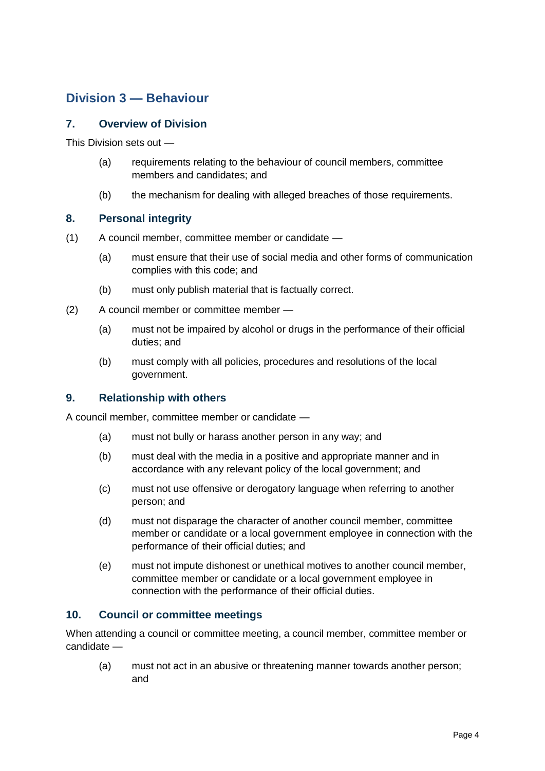## Division 3 — Behaviour

### 7. Overview of Division

This Division sets out —

(a) requirements relating to the behaviour of council members, committee members and candidates; and

(b) the mechanism for dealing with alleged breaches of those requirements.

### 8. Personal integrity

(1) A council member, committee member or candidate —

(a) must ensure that their use of social media and other forms of communication complies with this code; and

(b) must only publish material that is factually correct.

(2) A council member or committee member —

(a) must not be impaired by alcohol or drugs in the performance of their official duties; and

(b) must comply with all policies, procedures and resolutions of the local government.

### 9. Relationship with others

A council member, committee member or candidate —

(a) must not bully or harass another person in any way; and

(b) must deal with the media in a positive and appropriate manner and in accordance with any relevant policy of the local government; and

(c) must not use offensive or derogatory language when referring to another person; and

(d) must not disparage the character of another council member, committee member or candidate or a local government employee in connection with the performance of their official duties; and

(e) must not impute dishonest or unethical motives to another council member, committee member or candidate or a local government employee in connection with the performance of their official duties.

### 10. Council or committee meetings

When attending a council or committee meeting, a council member, committee member or candidate —

(a) must not act in an abusive or threatening manner towards another person; and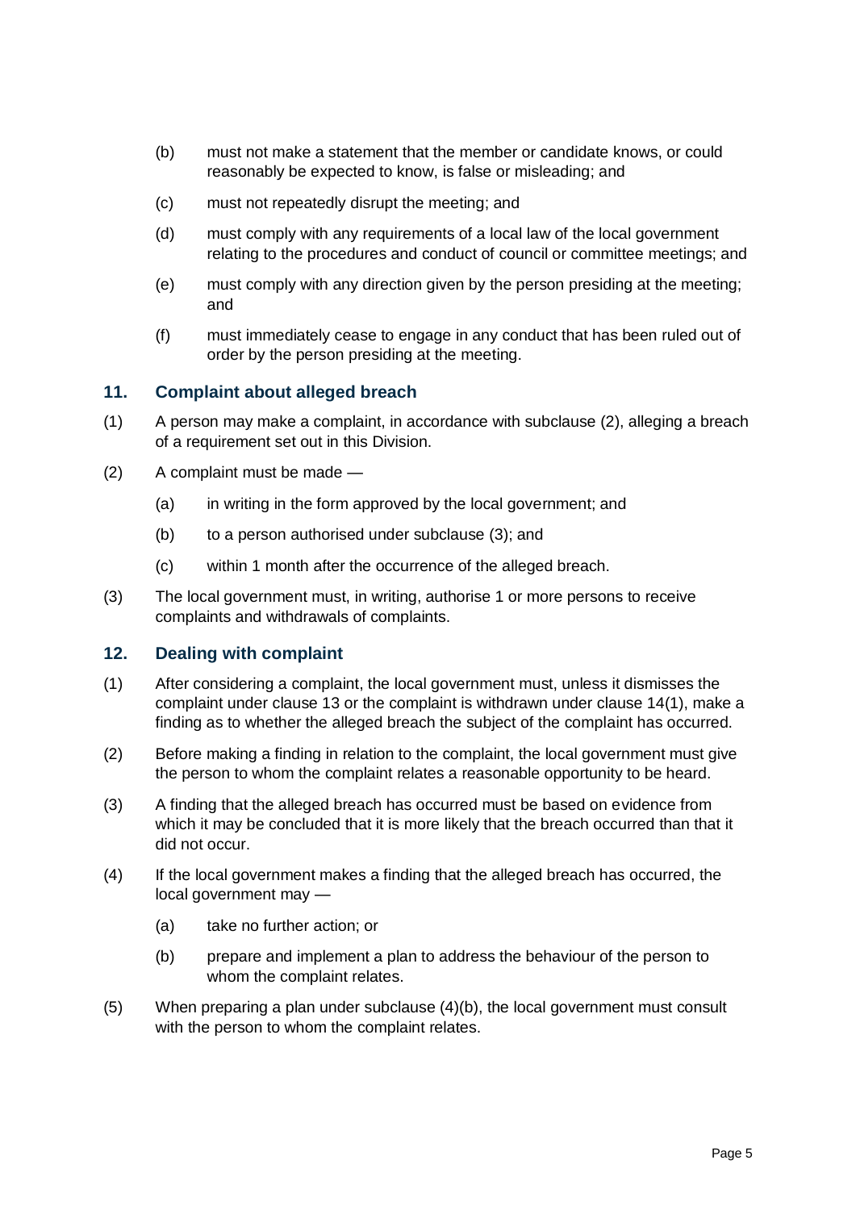(b) must not make a statement that the member or candidate knows, or could reasonably be expected to know, is false or misleading; and

(c) must not repeatedly disrupt the meeting; and

(d) must comply with any requirements of a local law of the local government relating to the procedures and conduct of council or committee meetings; and

(e) must comply with any direction given by the person presiding at the meeting; and

(f) must immediately cease to engage in any conduct that has been ruled out of order by the person presiding at the meeting.

### 11. Complaint about alleged breach

(1) A person may make a complaint, in accordance with subclause (2), alleging a breach of a requirement set out in this Division.

(2) A complaint must be made —

(a) in writing in the form approved by the local government; and

(b) to a person authorised under subclause (3); and

(c) within 1 month after the occurrence of the alleged breach.

(3) The local government must, in writing, authorise 1 or more persons to receive complaints and withdrawals of complaints.

### 12. Dealing with complaint

(1) After considering a complaint, the local government must, unless it dismisses the complaint under clause 13 or the complaint is withdrawn under clause 14(1), make a finding as to whether the alleged breach the subject of the complaint has occurred.

(2) Before making a finding in relation to the complaint, the local government must give the person to whom the complaint relates a reasonable opportunity to be heard.

(3) A finding that the alleged breach has occurred must be based on evidence from which it may be concluded that it is more likely that the breach occurred than that it did not occur.

(4) If the local government makes a finding that the alleged breach has occurred, the local government may —

(a) take no further action; or

(b) prepare and implement a plan to address the behaviour of the person to whom the complaint relates.

(5) When preparing a plan under subclause (4)(b), the local government must consult with the person to whom the complaint relates.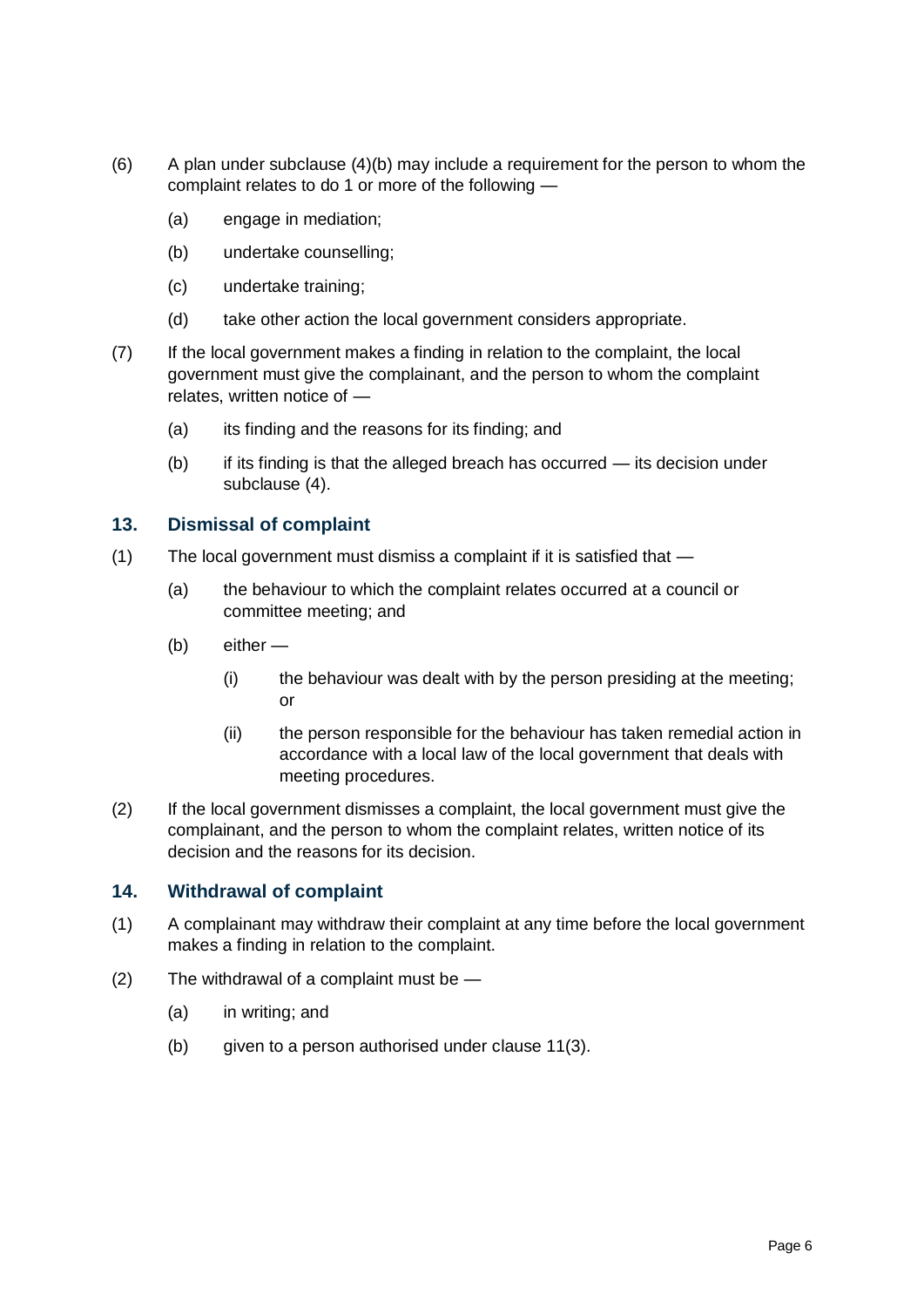(6) A plan under subclause (4)(b) may include a requirement for the person to whom the complaint relates to do 1 or more of the following —

 (a) engage in mediation;

 (b) undertake counselling;

 (c) undertake training;

 (d) take other action the local government considers appropriate.

(7) If the local government makes a finding in relation to the complaint, the local government must give the complainant, and the person to whom the complaint relates, written notice of —

 (a) its finding and the reasons for its finding; and

 (b) if its finding is that the alleged breach has occurred — its decision under subclause (4).

### 13. Dismissal of complaint

(1) The local government must dismiss a complaint if it is satisfied that —

 (a) the behaviour to which the complaint relates occurred at a council or committee meeting; and

 (b) either —

  (i) the behaviour was dealt with by the person presiding at the meeting; or

  (ii) the person responsible for the behaviour has taken remedial action in accordance with a local law of the local government that deals with meeting procedures.

(2) If the local government dismisses a complaint, the local government must give the complainant, and the person to whom the complaint relates, written notice of its decision and the reasons for its decision.

### 14. Withdrawal of complaint

(1) A complainant may withdraw their complaint at any time before the local government makes a finding in relation to the complaint.

(2) The withdrawal of a complaint must be —

 (a) in writing; and

 (b) given to a person authorised under clause 11(3).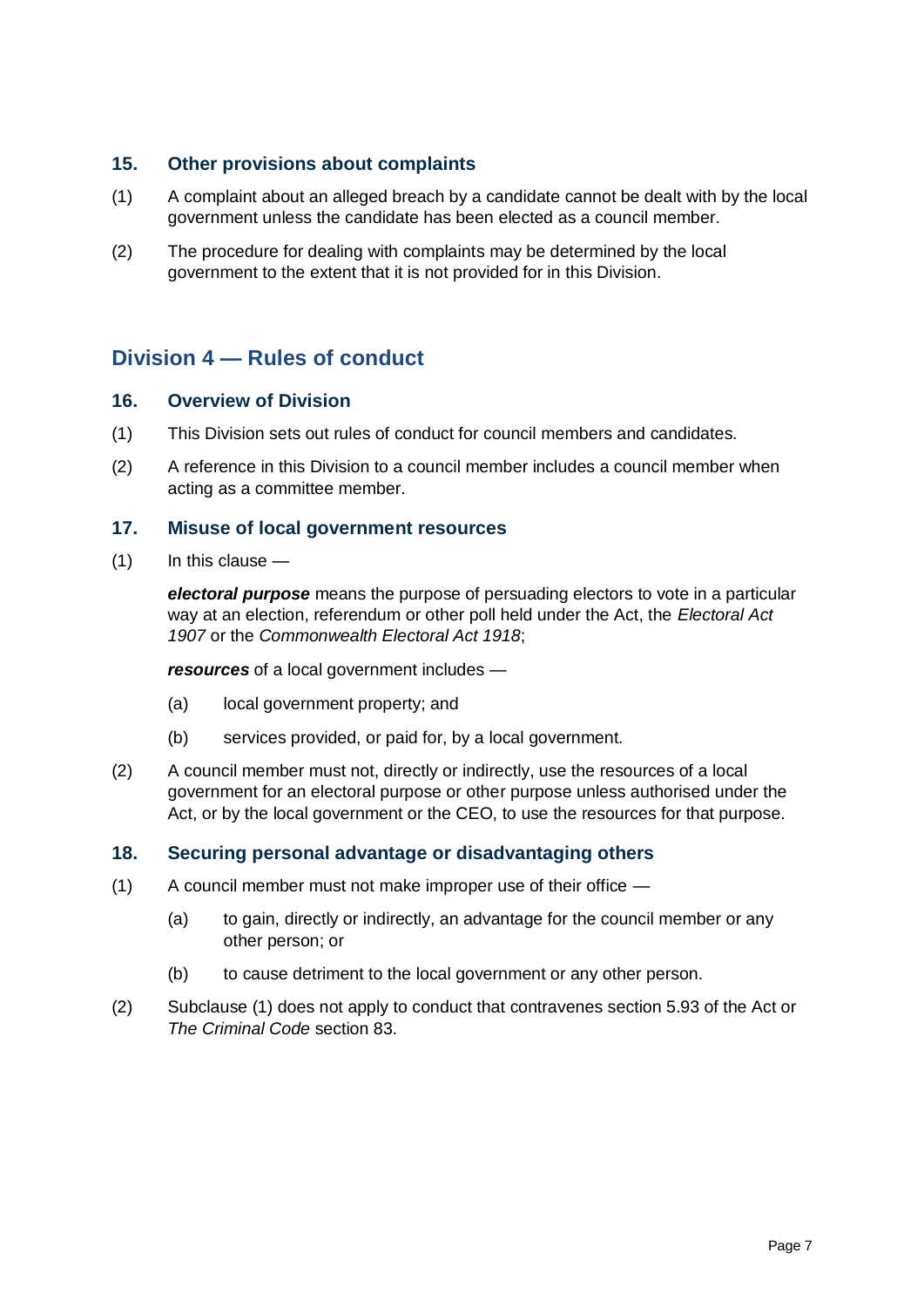### 15. Other provisions about complaints

(1) A complaint about an alleged breach by a candidate cannot be dealt with by the local government unless the candidate has been elected as a council member.

(2) The procedure for dealing with complaints may be determined by the local government to the extent that it is not provided for in this Division.

## Division 4 — Rules of conduct

### 16. Overview of Division

(1) This Division sets out rules of conduct for council members and candidates.

(2) A reference in this Division to a council member includes a council member when acting as a committee member.

### 17. Misuse of local government resources

(1) In this clause —

***electoral purpose*** means the purpose of persuading electors to vote in a particular way at an election, referendum or other poll held under the Act, the *Electoral Act 1907* or the *Commonwealth Electoral Act 1918*;

***resources*** of a local government includes —

(a) local government property; and

(b) services provided, or paid for, by a local government.

(2) A council member must not, directly or indirectly, use the resources of a local government for an electoral purpose or other purpose unless authorised under the Act, or by the local government or the CEO, to use the resources for that purpose.

### 18. Securing personal advantage or disadvantaging others

(1) A council member must not make improper use of their office —

(a) to gain, directly or indirectly, an advantage for the council member or any other person; or

(b) to cause detriment to the local government or any other person.

(2) Subclause (1) does not apply to conduct that contravenes section 5.93 of the Act or *The Criminal Code* section 83.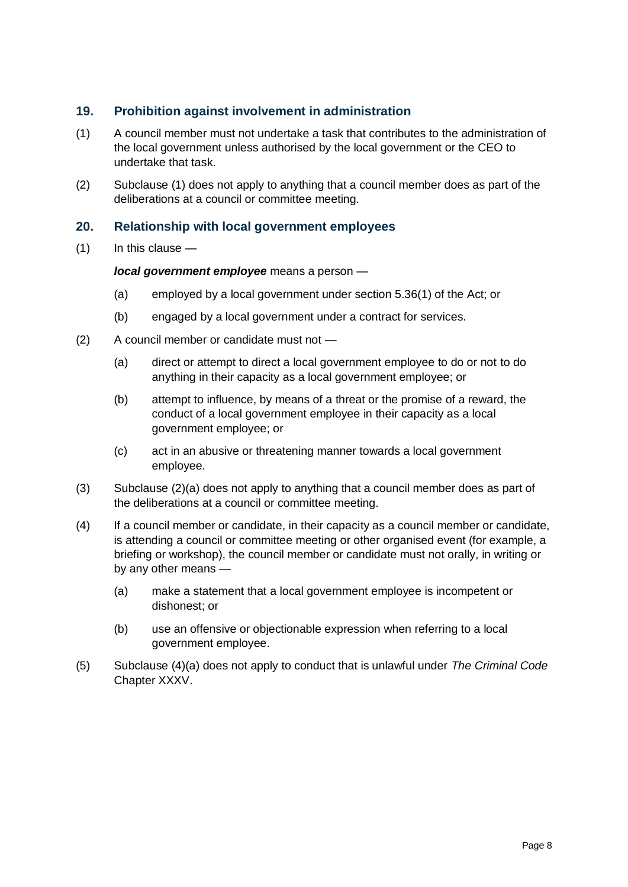## 19. Prohibition against involvement in administration

(1) A council member must not undertake a task that contributes to the administration of the local government unless authorised by the local government or the CEO to undertake that task.

(2) Subclause (1) does not apply to anything that a council member does as part of the deliberations at a council or committee meeting.

## 20. Relationship with local government employees

(1) In this clause —

***local government employee*** means a person —

- (a) employed by a local government under section 5.36(1) of the Act; or
- (b) engaged by a local government under a contract for services.

(2) A council member or candidate must not —

- (a) direct or attempt to direct a local government employee to do or not to do anything in their capacity as a local government employee; or
- (b) attempt to influence, by means of a threat or the promise of a reward, the conduct of a local government employee in their capacity as a local government employee; or
- (c) act in an abusive or threatening manner towards a local government employee.

(3) Subclause (2)(a) does not apply to anything that a council member does as part of the deliberations at a council or committee meeting.

(4) If a council member or candidate, in their capacity as a council member or candidate, is attending a council or committee meeting or other organised event (for example, a briefing or workshop), the council member or candidate must not orally, in writing or by any other means —

- (a) make a statement that a local government employee is incompetent or dishonest; or
- (b) use an offensive or objectionable expression when referring to a local government employee.

(5) Subclause (4)(a) does not apply to conduct that is unlawful under *The Criminal Code* Chapter XXXV.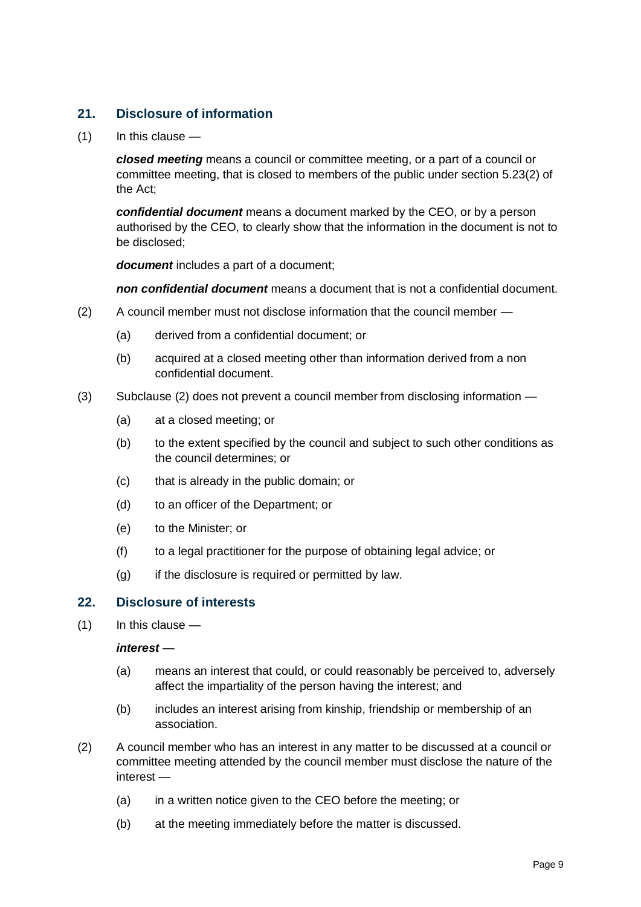## 21. Disclosure of information

(1) In this clause —

***closed meeting*** means a council or committee meeting, or a part of a council or committee meeting, that is closed to members of the public under section 5.23(2) of the Act;

***confidential document*** means a document marked by the CEO, or by a person authorised by the CEO, to clearly show that the information in the document is not to be disclosed;

***document*** includes a part of a document;

***non confidential document*** means a document that is not a confidential document.

(2) A council member must not disclose information that the council member —

- (a) derived from a confidential document; or
- (b) acquired at a closed meeting other than information derived from a non confidential document.

(3) Subclause (2) does not prevent a council member from disclosing information —

- (a) at a closed meeting; or
- (b) to the extent specified by the council and subject to such other conditions as the council determines; or
- (c) that is already in the public domain; or
- (d) to an officer of the Department; or
- (e) to the Minister; or
- (f) to a legal practitioner for the purpose of obtaining legal advice; or
- (g) if the disclosure is required or permitted by law.

## 22. Disclosure of interests

(1) In this clause —

***interest*** —

- (a) means an interest that could, or could reasonably be perceived to, adversely affect the impartiality of the person having the interest; and
- (b) includes an interest arising from kinship, friendship or membership of an association.

(2) A council member who has an interest in any matter to be discussed at a council or committee meeting attended by the council member must disclose the nature of the interest —

- (a) in a written notice given to the CEO before the meeting; or
- (b) at the meeting immediately before the matter is discussed.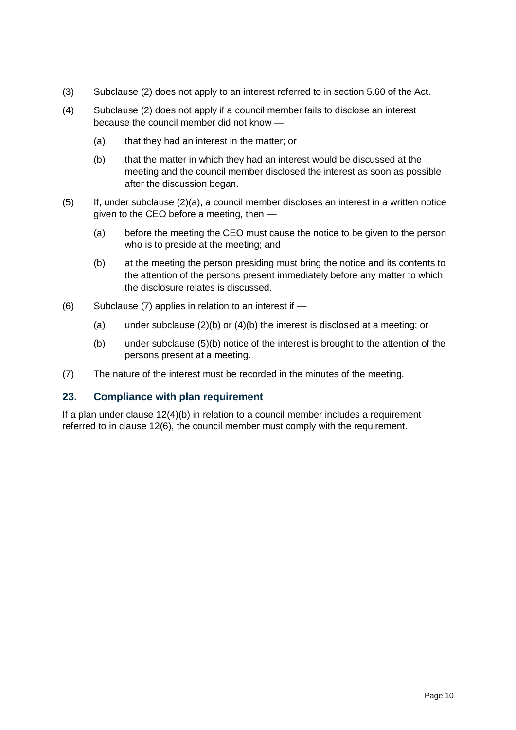(3) Subclause (2) does not apply to an interest referred to in section 5.60 of the Act.

(4) Subclause (2) does not apply if a council member fails to disclose an interest because the council member did not know —

   (a) that they had an interest in the matter; or

   (b) that the matter in which they had an interest would be discussed at the meeting and the council member disclosed the interest as soon as possible after the discussion began.

(5) If, under subclause (2)(a), a council member discloses an interest in a written notice given to the CEO before a meeting, then —

   (a) before the meeting the CEO must cause the notice to be given to the person who is to preside at the meeting; and

   (b) at the meeting the person presiding must bring the notice and its contents to the attention of the persons present immediately before any matter to which the disclosure relates is discussed.

(6) Subclause (7) applies in relation to an interest if —

   (a) under subclause (2)(b) or (4)(b) the interest is disclosed at a meeting; or

   (b) under subclause (5)(b) notice of the interest is brought to the attention of the persons present at a meeting.

(7) The nature of the interest must be recorded in the minutes of the meeting.

### 23. Compliance with plan requirement

If a plan under clause 12(4)(b) in relation to a council member includes a requirement referred to in clause 12(6), the council member must comply with the requirement.